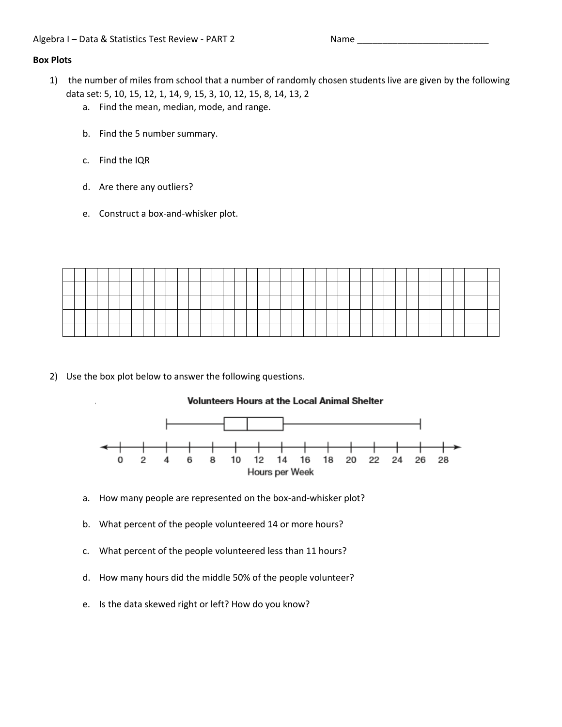Algebra I – Data & Statistics Test Review - PART 2 Name ___________________________

**Box Plots**

1) the number of miles from school that a number of randomly chosen students live are given by the following data set: 5, 10, 15, 12, 1, 14, 9, 15, 3, 10, 12, 15, 8, 14, 13, 2
   a. Find the mean, median, mode, and range.

   b. Find the 5 number summary.

   c. Find the IQR

   d. Are there any outliers?

   e. Construct a box-and-whisker plot.

2) Use the box plot below to answer the following questions.

**Volunteers Hours at the Local Animal Shelter**

Hours per Week

   a. How many people are represented on the box-and-whisker plot?

   b. What percent of the people volunteered 14 or more hours?

   c. What percent of the people volunteered less than 11 hours?

   d. How many hours did the middle 50% of the people volunteer?

   e. Is the data skewed right or left? How do you know?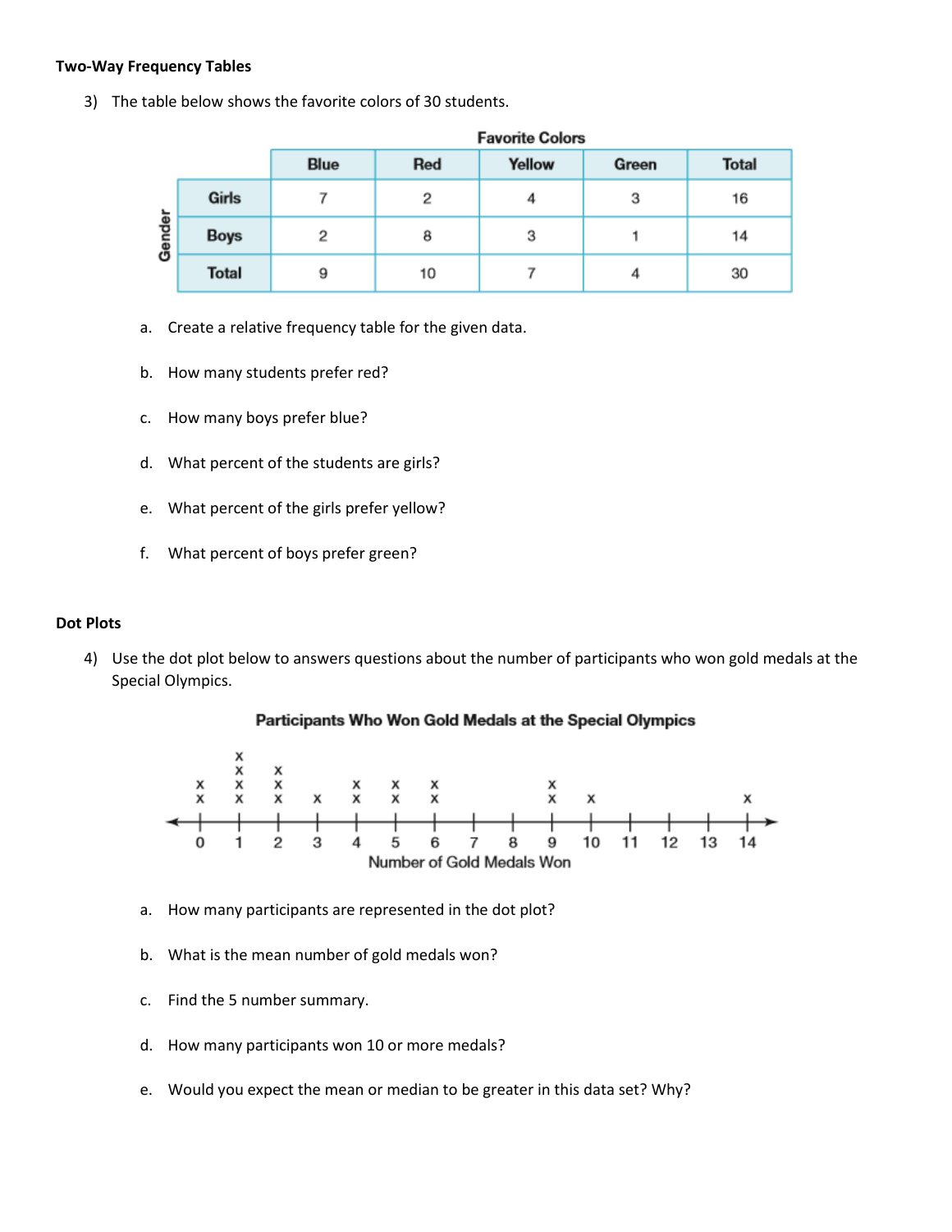**Two-Way Frequency Tables**

3) The table below shows the favorite colors of 30 students.

| Gender | Favorite Colors | | | | |
|---|---|---|---|---|---|
| | Blue | Red | Yellow | Green | Total |
| Girls | 7 | 2 | 4 | 3 | 16 |
| Boys | 2 | 8 | 3 | 1 | 14 |
| Total | 9 | 10 | 7 | 4 | 30 |

a. Create a relative frequency table for the given data.

b. How many students prefer red?

c. How many boys prefer blue?

d. What percent of the students are girls?

e. What percent of the girls prefer yellow?

f. What percent of boys prefer green?

**Dot Plots**

4) Use the dot plot below to answers questions about the number of participants who won gold medals at the Special Olympics.

**Participants Who Won Gold Medals at the Special Olympics**

Number of Gold Medals Won

a. How many participants are represented in the dot plot?

b. What is the mean number of gold medals won?

c. Find the 5 number summary.

d. How many participants won 10 or more medals?

e. Would you expect the mean or median to be greater in this data set? Why?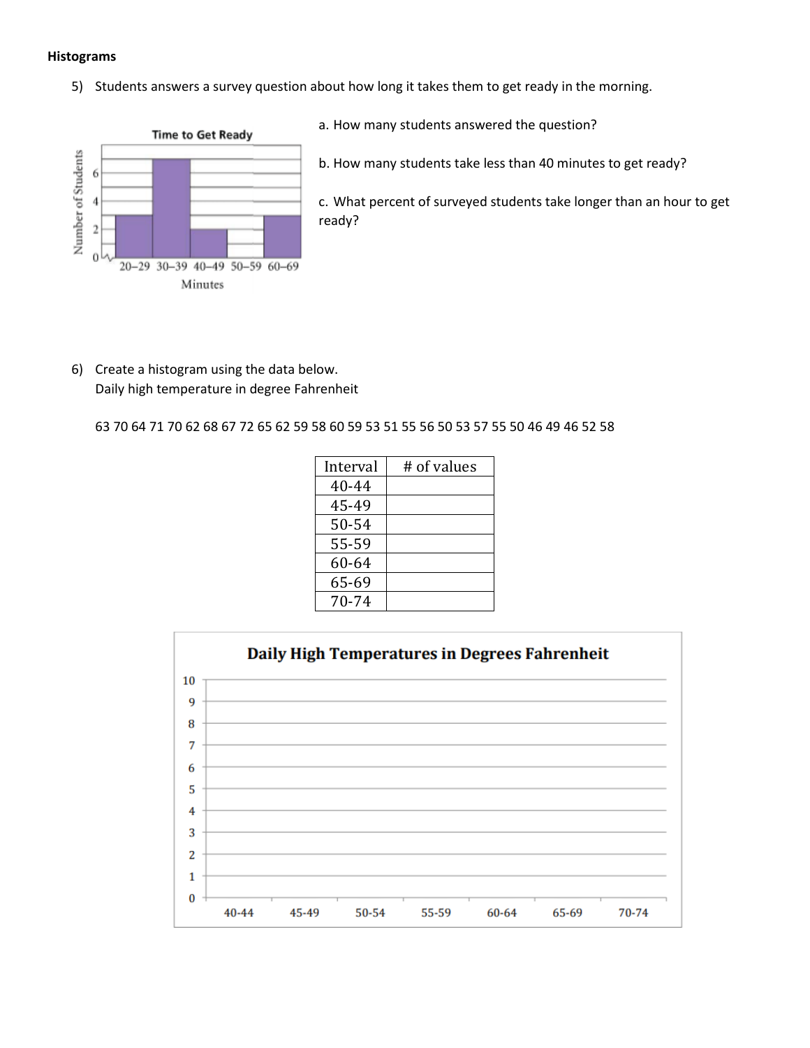**Histograms**

5) Students answers a survey question about how long it takes them to get ready in the morning.

a. How many students answered the question?

b. How many students take less than 40 minutes to get ready?

c. What percent of surveyed students take longer than an hour to get ready?

6) Create a histogram using the data below.
Daily high temperature in degree Fahrenheit

63 70 64 71 70 62 68 67 72 65 62 59 58 60 59 53 51 55 56 50 53 57 55 50 46 49 46 52 58

| Interval | # of values |
|---|---|
| 40-44 | |
| 45-49 | |
| 50-54 | |
| 55-59 | |
| 60-64 | |
| 65-69 | |
| 70-74 | |

**Daily High Temperatures in Degrees Fahrenheit**

| | 40-44 | 45-49 | 50-54 | 55-59 | 60-64 | 65-69 | 70-74 |
|---|---|---|---|---|---|---|---|
| 10 | | | | | | | |
| 9 | | | | | | | |
| 8 | | | | | | | |
| 7 | | | | | | | |
| 6 | | | | | | | |
| 5 | | | | | | | |
| 4 | | | | | | | |
| 3 | | | | | | | |
| 2 | | | | | | | |
| 1 | | | | | | | |
| 0 | | | | | | | |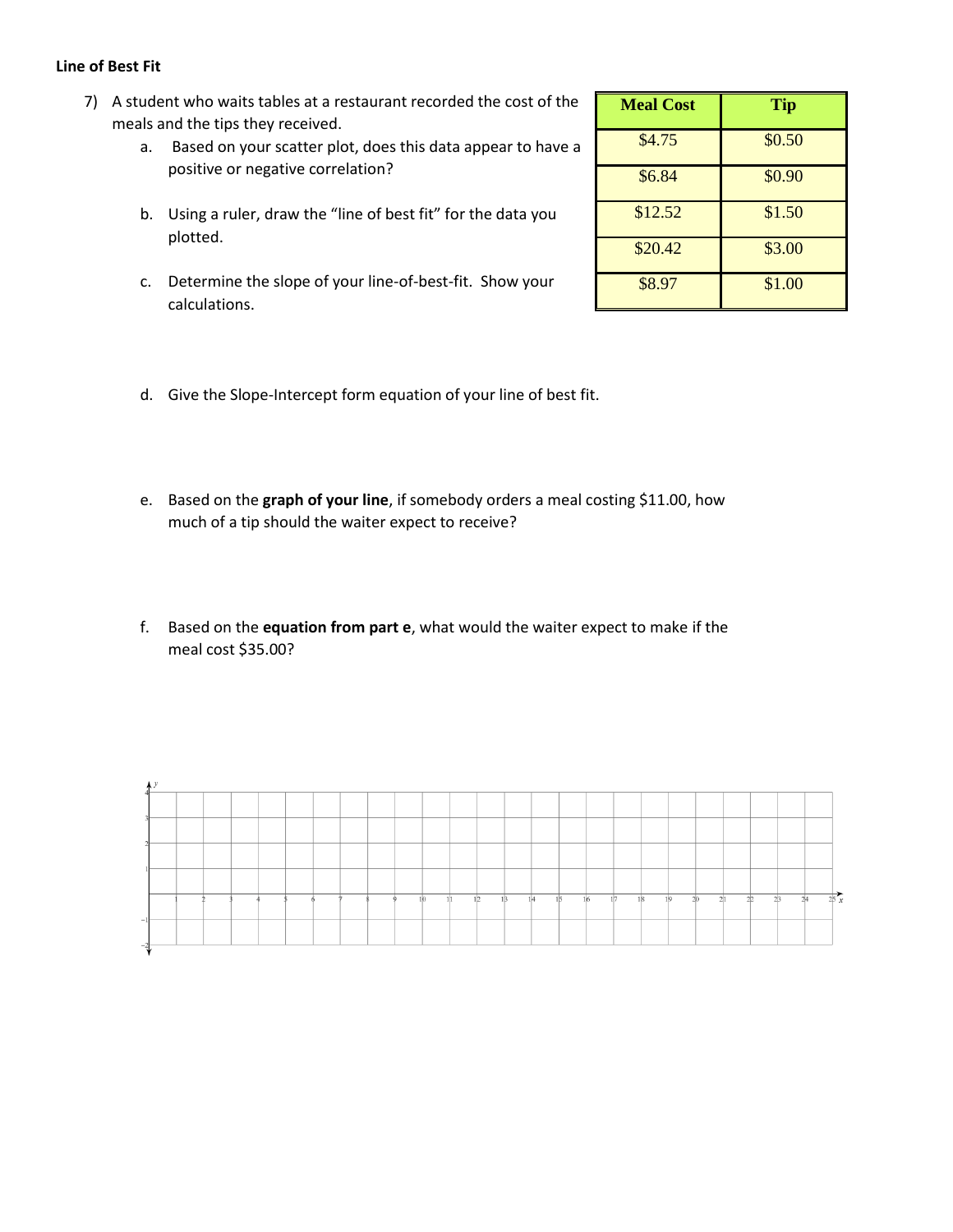**Line of Best Fit**

7) A student who waits tables at a restaurant recorded the cost of the meals and the tips they received.

| Meal Cost | Tip |
|---|---|
| $4.75 | $0.50 |
| $6.84 | $0.90 |
| $12.52 | $1.50 |
| $20.42 | $3.00 |
| $8.97 | $1.00 |

a. Based on your scatter plot, does this data appear to have a positive or negative correlation?

b. Using a ruler, draw the "line of best fit" for the data you plotted.

c. Determine the slope of your line-of-best-fit. Show your calculations.

d. Give the Slope-Intercept form equation of your line of best fit.

e. Based on the **graph of your line**, if somebody orders a meal costing $11.00, how much of a tip should the waiter expect to receive?

f. Based on the **equation from part e**, what would the waiter expect to make if the meal cost $35.00?

y

4
3
2
1
−1
−2

1 2 3 4 5 6 7 8 9 10 11 12 13 14 15 16 17 18 19 20 21 22 23 24 25 x